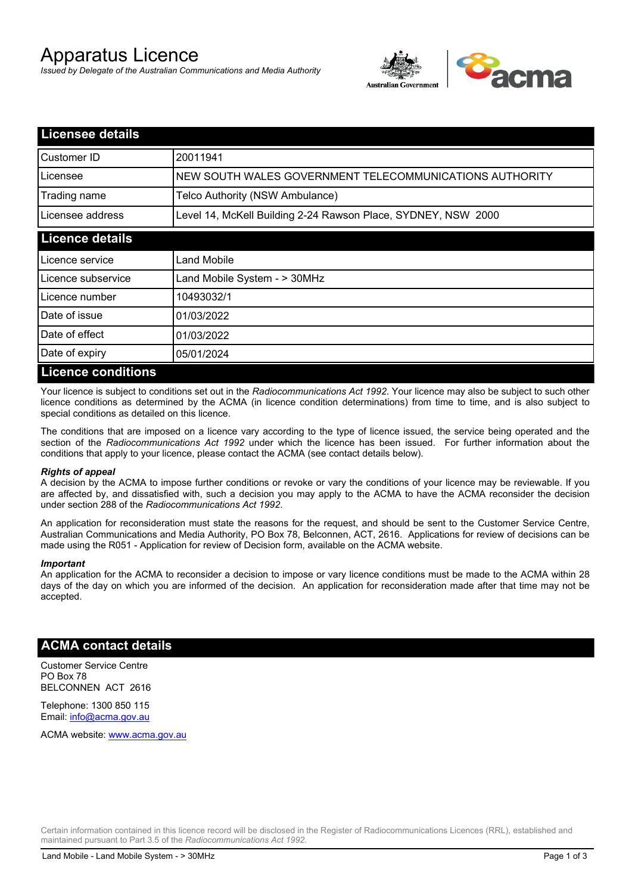# Apparatus Licence

*Issued by Delegate of the Australian Communications and Media Authority*

## Licensee details

| | |
|---|---|
| Customer ID | 20011941 |
| Licensee | NEW SOUTH WALES GOVERNMENT TELECOMMUNICATIONS AUTHORITY |
| Trading name | Telco Authority (NSW Ambulance) |
| Licensee address | Level 14, McKell Building 2-24 Rawson Place, SYDNEY, NSW 2000 |

## Licence details

| | |
|---|---|
| Licence service | Land Mobile |
| Licence subservice | Land Mobile System - > 30MHz |
| Licence number | 10493032/1 |
| Date of issue | 01/03/2022 |
| Date of effect | 01/03/2022 |
| Date of expiry | 05/01/2024 |

## Licence conditions

Your licence is subject to conditions set out in the *Radiocommunications Act 1992*. Your licence may also be subject to such other licence conditions as determined by the ACMA (in licence condition determinations) from time to time, and is also subject to special conditions as detailed on this licence.

The conditions that are imposed on a licence vary according to the type of licence issued, the service being operated and the section of the *Radiocommunications Act 1992* under which the licence has been issued. For further information about the conditions that apply to your licence, please contact the ACMA (see contact details below).

***Rights of appeal***

A decision by the ACMA to impose further conditions or revoke or vary the conditions of your licence may be reviewable. If you are affected by, and dissatisfied with, such a decision you may apply to the ACMA to have the ACMA reconsider the decision under section 288 of the *Radiocommunications Act 1992*.

An application for reconsideration must state the reasons for the request, and should be sent to the Customer Service Centre, Australian Communications and Media Authority, PO Box 78, Belconnen, ACT, 2616. Applications for review of decisions can be made using the R051 - Application for review of Decision form, available on the ACMA website.

***Important***

An application for the ACMA to reconsider a decision to impose or vary licence conditions must be made to the ACMA within 28 days of the day on which you are informed of the decision. An application for reconsideration made after that time may not be accepted.

## ACMA contact details

Customer Service Centre
PO Box 78
BELCONNEN ACT 2616

Telephone: 1300 850 115
Email: info@acma.gov.au

ACMA website: www.acma.gov.au

Certain information contained in this licence record will be disclosed in the Register of Radiocommunications Licences (RRL), established and maintained pursuant to Part 3.5 of the *Radiocommunications Act 1992.*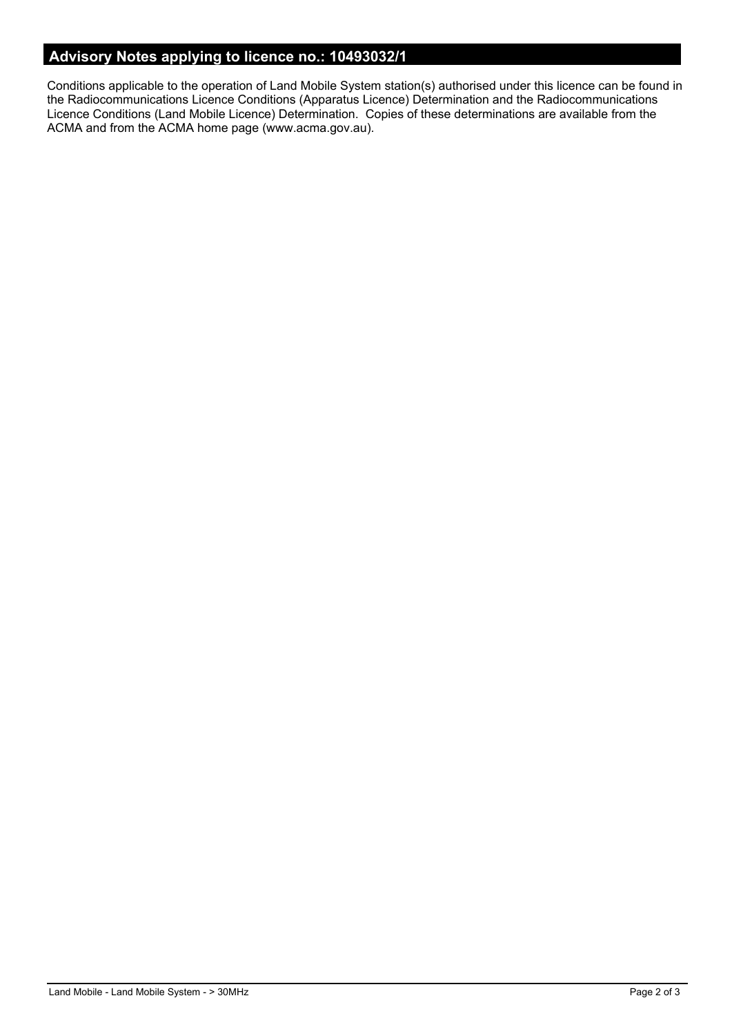## Advisory Notes applying to licence no.: 10493032/1

Conditions applicable to the operation of Land Mobile System station(s) authorised under this licence can be found in the Radiocommunications Licence Conditions (Apparatus Licence) Determination and the Radiocommunications Licence Conditions (Land Mobile Licence) Determination. Copies of these determinations are available from the ACMA and from the ACMA home page (www.acma.gov.au).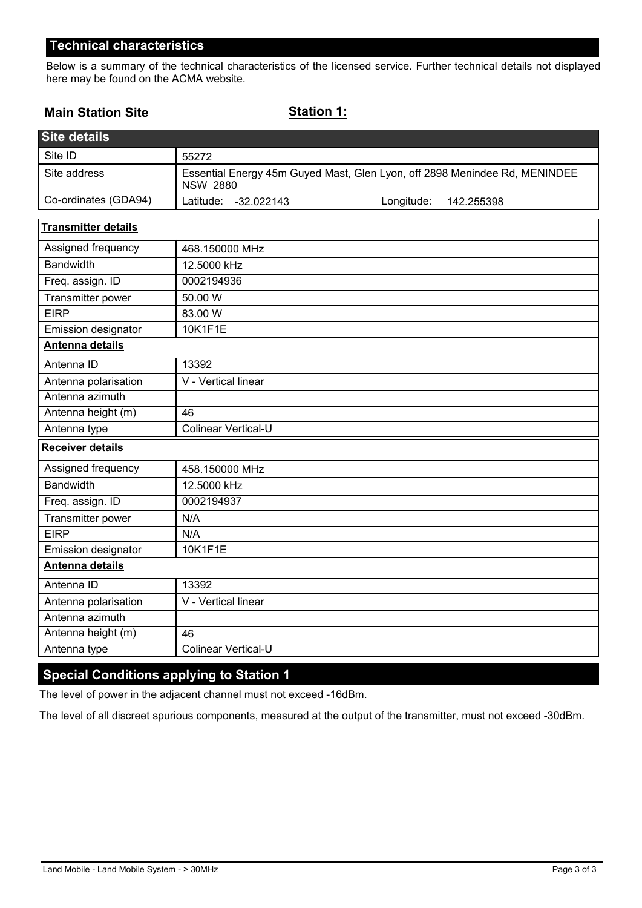## Technical characteristics

Below is a summary of the technical characteristics of the licensed service. Further technical details not displayed here may be found on the ACMA website.

**Main Station Site** **Station 1:**

| Site details | |
|---|---|
| Site ID | 55272 |
| Site address | Essential Energy 45m Guyed Mast, Glen Lyon, off 2898 Menindee Rd, MENINDEE NSW 2880 |
| Co-ordinates (GDA94) | Latitude: -32.022143 Longitude: 142.255398 |

| **Transmitter details** | |
|---|---|
| Assigned frequency | 468.150000 MHz |
| Bandwidth | 12.5000 kHz |
| Freq. assign. ID | 0002194936 |
| Transmitter power | 50.00 W |
| EIRP | 83.00 W |
| Emission designator | 10K1F1E |
| **Antenna details** | |
| Antenna ID | 13392 |
| Antenna polarisation | V - Vertical linear |
| Antenna azimuth | |
| Antenna height (m) | 46 |
| Antenna type | Colinear Vertical-U |
| **Receiver details** | |
| Assigned frequency | 458.150000 MHz |
| Bandwidth | 12.5000 kHz |
| Freq. assign. ID | 0002194937 |
| Transmitter power | N/A |
| EIRP | N/A |
| Emission designator | 10K1F1E |
| **Antenna details** | |
| Antenna ID | 13392 |
| Antenna polarisation | V - Vertical linear |
| Antenna azimuth | |
| Antenna height (m) | 46 |
| Antenna type | Colinear Vertical-U |

## Special Conditions applying to Station 1

The level of power in the adjacent channel must not exceed -16dBm.

The level of all discreet spurious components, measured at the output of the transmitter, must not exceed -30dBm.